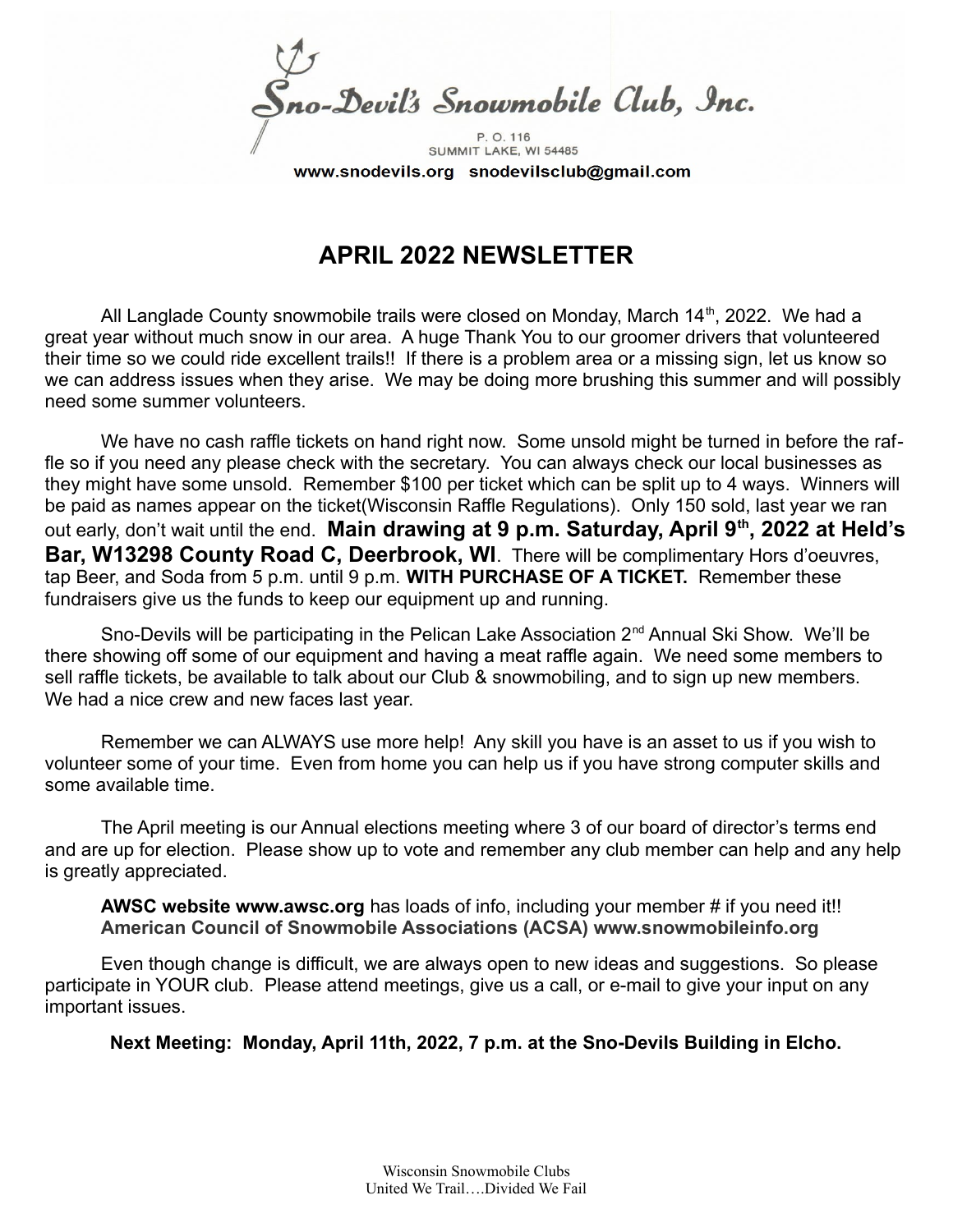Sno-Devil's Snowmobile Club, Inc.

P. O. 116
SUMMIT LAKE, WI 54485

www.snodevils.org snodevilsclub@gmail.com

# APRIL 2022 NEWSLETTER

All Langlade County snowmobile trails were closed on Monday, March 14th, 2022. We had a great year without much snow in our area. A huge Thank You to our groomer drivers that volunteered their time so we could ride excellent trails!! If there is a problem area or a missing sign, let us know so we can address issues when they arise. We may be doing more brushing this summer and will possibly need some summer volunteers.

We have no cash raffle tickets on hand right now. Some unsold might be turned in before the raffle so if you need any please check with the secretary. You can always check our local businesses as they might have some unsold. Remember $100 per ticket which can be split up to 4 ways. Winners will be paid as names appear on the ticket(Wisconsin Raffle Regulations). Only 150 sold, last year we ran out early, don't wait until the end. **Main drawing at 9 p.m. Saturday, April 9th, 2022 at Held's Bar, W13298 County Road C, Deerbrook, WI**. There will be complimentary Hors d'oeuvres, tap Beer, and Soda from 5 p.m. until 9 p.m. **WITH PURCHASE OF A TICKET.** Remember these fundraisers give us the funds to keep our equipment up and running.

Sno-Devils will be participating in the Pelican Lake Association 2nd Annual Ski Show. We'll be there showing off some of our equipment and having a meat raffle again. We need some members to sell raffle tickets, be available to talk about our Club & snowmobiling, and to sign up new members. We had a nice crew and new faces last year.

Remember we can ALWAYS use more help! Any skill you have is an asset to us if you wish to volunteer some of your time. Even from home you can help us if you have strong computer skills and some available time.

The April meeting is our Annual elections meeting where 3 of our board of director's terms end and are up for election. Please show up to vote and remember any club member can help and any help is greatly appreciated.

**AWSC website www.awsc.org** has loads of info, including your member # if you need it!!
**American Council of Snowmobile Associations (ACSA) www.snowmobileinfo.org**

Even though change is difficult, we are always open to new ideas and suggestions. So please participate in YOUR club. Please attend meetings, give us a call, or e-mail to give your input on any important issues.

**Next Meeting: Monday, April 11th, 2022, 7 p.m. at the Sno-Devils Building in Elcho.**

Wisconsin Snowmobile Clubs
United We Trail….Divided We Fail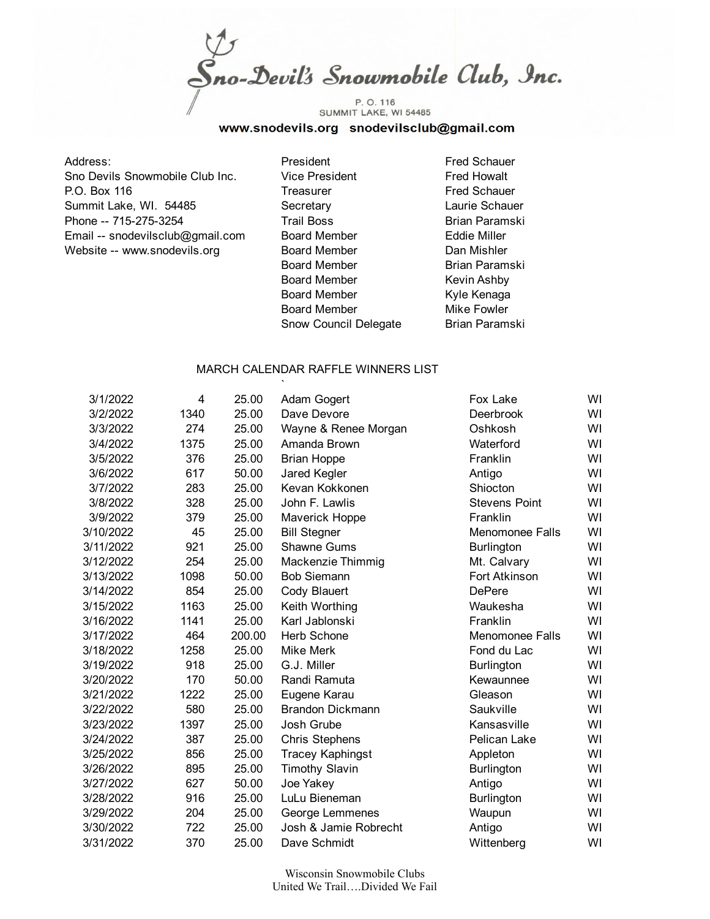# Sno-Devil's Snowmobile Club, Inc.

P. O. 116
SUMMIT LAKE, WI 54485

**www.snodevils.org snodevilsclub@gmail.com**

Address:
Sno Devils Snowmobile Club Inc.
P.O. Box 116
Summit Lake, WI. 54485
Phone -- 715-275-3254
Email -- snodevilsclub@gmail.com
Website -- www.snodevils.org

| | |
|---|---|
| President | Fred Schauer |
| Vice President | Fred Howalt |
| Treasurer | Fred Schauer |
| Secretary | Laurie Schauer |
| Trail Boss | Brian Paramski |
| Board Member | Eddie Miller |
| Board Member | Dan Mishler |
| Board Member | Brian Paramski |
| Board Member | Kevin Ashby |
| Board Member | Kyle Kenaga |
| Board Member | Mike Fowler |
| Snow Council Delegate | Brian Paramski |

## MARCH CALENDAR RAFFLE WINNERS LIST

| | | | | | |
|---|---|---|---|---|---|
| 3/1/2022 | 4 | 25.00 | Adam Gogert | Fox Lake | WI |
| 3/2/2022 | 1340 | 25.00 | Dave Devore | Deerbrook | WI |
| 3/3/2022 | 274 | 25.00 | Wayne & Renee Morgan | Oshkosh | WI |
| 3/4/2022 | 1375 | 25.00 | Amanda Brown | Waterford | WI |
| 3/5/2022 | 376 | 25.00 | Brian Hoppe | Franklin | WI |
| 3/6/2022 | 617 | 50.00 | Jared Kegler | Antigo | WI |
| 3/7/2022 | 283 | 25.00 | Kevan Kokkonen | Shiocton | WI |
| 3/8/2022 | 328 | 25.00 | John F. Lawlis | Stevens Point | WI |
| 3/9/2022 | 379 | 25.00 | Maverick Hoppe | Franklin | WI |
| 3/10/2022 | 45 | 25.00 | Bill Stegner | Menomonee Falls | WI |
| 3/11/2022 | 921 | 25.00 | Shawne Gums | Burlington | WI |
| 3/12/2022 | 254 | 25.00 | Mackenzie Thimmig | Mt. Calvary | WI |
| 3/13/2022 | 1098 | 50.00 | Bob Siemann | Fort Atkinson | WI |
| 3/14/2022 | 854 | 25.00 | Cody Blauert | DePere | WI |
| 3/15/2022 | 1163 | 25.00 | Keith Worthing | Waukesha | WI |
| 3/16/2022 | 1141 | 25.00 | Karl Jablonski | Franklin | WI |
| 3/17/2022 | 464 | 200.00 | Herb Schone | Menomonee Falls | WI |
| 3/18/2022 | 1258 | 25.00 | Mike Merk | Fond du Lac | WI |
| 3/19/2022 | 918 | 25.00 | G.J. Miller | Burlington | WI |
| 3/20/2022 | 170 | 50.00 | Randi Ramuta | Kewaunnee | WI |
| 3/21/2022 | 1222 | 25.00 | Eugene Karau | Gleason | WI |
| 3/22/2022 | 580 | 25.00 | Brandon Dickmann | Saukville | WI |
| 3/23/2022 | 1397 | 25.00 | Josh Grube | Kansasville | WI |
| 3/24/2022 | 387 | 25.00 | Chris Stephens | Pelican Lake | WI |
| 3/25/2022 | 856 | 25.00 | Tracey Kaphingst | Appleton | WI |
| 3/26/2022 | 895 | 25.00 | Timothy Slavin | Burlington | WI |
| 3/27/2022 | 627 | 50.00 | Joe Yakey | Antigo | WI |
| 3/28/2022 | 916 | 25.00 | LuLu Bieneman | Burlington | WI |
| 3/29/2022 | 204 | 25.00 | George Lemmenes | Waupun | WI |
| 3/30/2022 | 722 | 25.00 | Josh & Jamie Robrecht | Antigo | WI |
| 3/31/2022 | 370 | 25.00 | Dave Schmidt | Wittenberg | WI |

Wisconsin Snowmobile Clubs
United We Trail….Divided We Fail